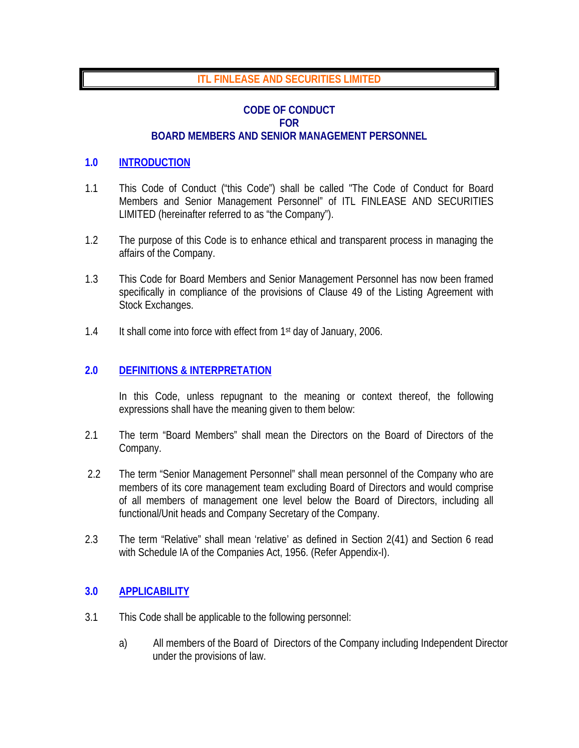# ITL FINLEASE AND SECURITIES LIMITED

## CODE OF CONDUCT
## FOR
## BOARD MEMBERS AND SENIOR MANAGEMENT PERSONNEL

### 1.0 INTRODUCTION

1.1 This Code of Conduct ("this Code") shall be called "The Code of Conduct for Board Members and Senior Management Personnel" of ITL FINLEASE AND SECURITIES LIMITED (hereinafter referred to as "the Company").

1.2 The purpose of this Code is to enhance ethical and transparent process in managing the affairs of the Company.

1.3 This Code for Board Members and Senior Management Personnel has now been framed specifically in compliance of the provisions of Clause 49 of the Listing Agreement with Stock Exchanges.

1.4 It shall come into force with effect from 1st day of January, 2006.

### 2.0 DEFINITIONS & INTERPRETATION

In this Code, unless repugnant to the meaning or context thereof, the following expressions shall have the meaning given to them below:

2.1 The term "Board Members" shall mean the Directors on the Board of Directors of the Company.

2.2 The term "Senior Management Personnel" shall mean personnel of the Company who are members of its core management team excluding Board of Directors and would comprise of all members of management one level below the Board of Directors, including all functional/Unit heads and Company Secretary of the Company.

2.3 The term "Relative" shall mean 'relative' as defined in Section 2(41) and Section 6 read with Schedule IA of the Companies Act, 1956. (Refer Appendix-I).

### 3.0 APPLICABILITY

3.1 This Code shall be applicable to the following personnel:

a) All members of the Board of Directors of the Company including Independent Director under the provisions of law.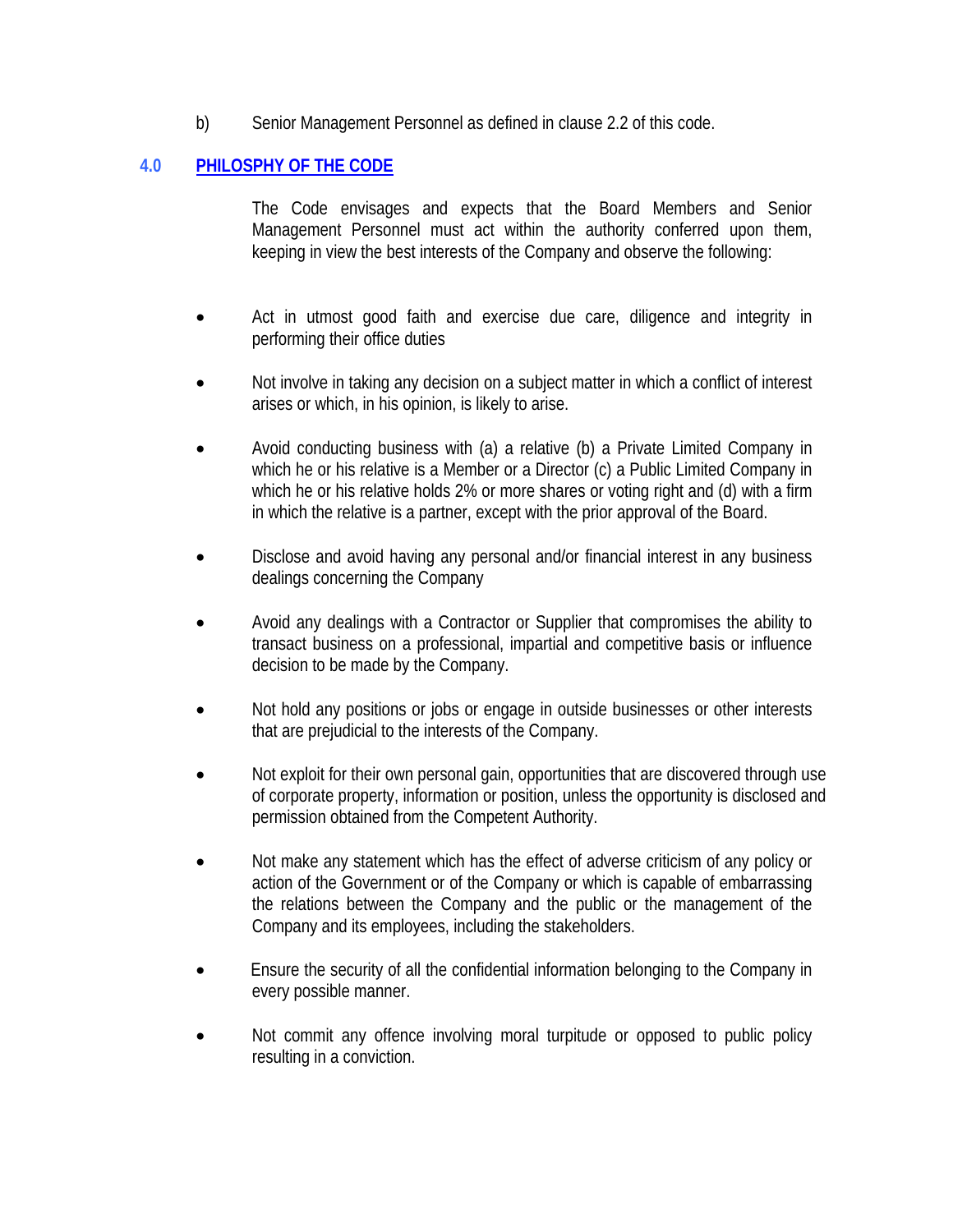b) Senior Management Personnel as defined in clause 2.2 of this code.

## 4.0 PHILOSPHY OF THE CODE

The Code envisages and expects that the Board Members and Senior Management Personnel must act within the authority conferred upon them, keeping in view the best interests of the Company and observe the following:

- Act in utmost good faith and exercise due care, diligence and integrity in performing their office duties
- Not involve in taking any decision on a subject matter in which a conflict of interest arises or which, in his opinion, is likely to arise.
- Avoid conducting business with (a) a relative (b) a Private Limited Company in which he or his relative is a Member or a Director (c) a Public Limited Company in which he or his relative holds 2% or more shares or voting right and (d) with a firm in which the relative is a partner, except with the prior approval of the Board.
- Disclose and avoid having any personal and/or financial interest in any business dealings concerning the Company
- Avoid any dealings with a Contractor or Supplier that compromises the ability to transact business on a professional, impartial and competitive basis or influence decision to be made by the Company.
- Not hold any positions or jobs or engage in outside businesses or other interests that are prejudicial to the interests of the Company.
- Not exploit for their own personal gain, opportunities that are discovered through use of corporate property, information or position, unless the opportunity is disclosed and permission obtained from the Competent Authority.
- Not make any statement which has the effect of adverse criticism of any policy or action of the Government or of the Company or which is capable of embarrassing the relations between the Company and the public or the management of the Company and its employees, including the stakeholders.
- Ensure the security of all the confidential information belonging to the Company in every possible manner.
- Not commit any offence involving moral turpitude or opposed to public policy resulting in a conviction.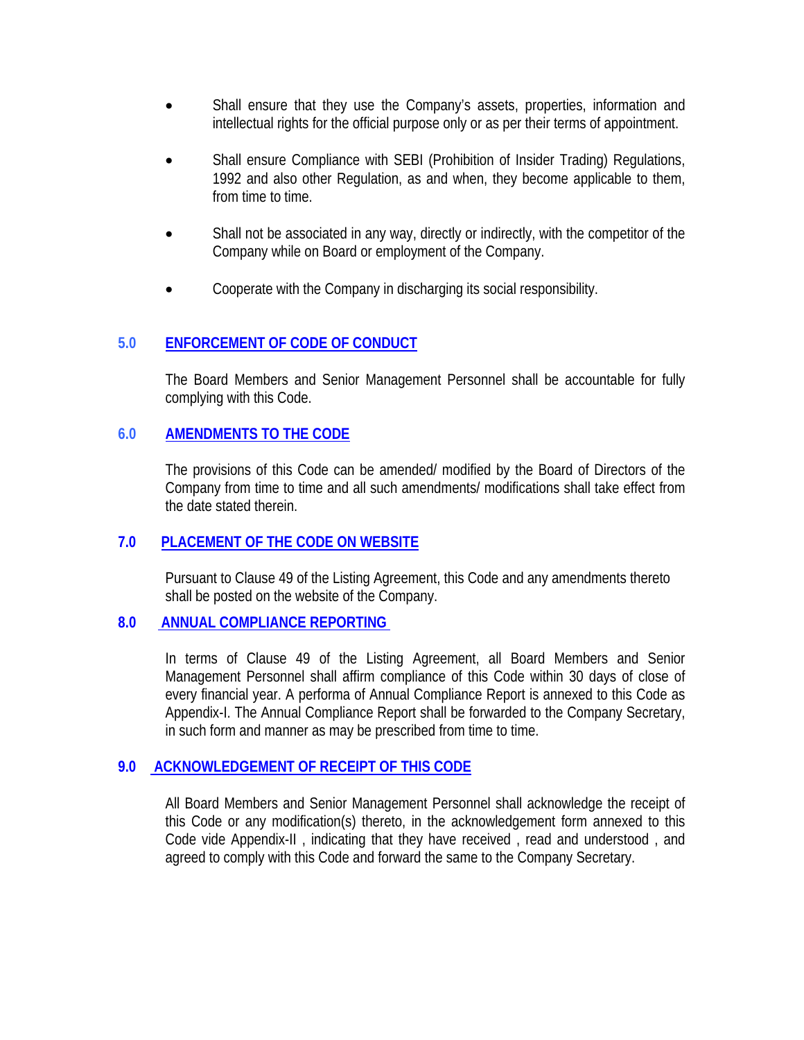- Shall ensure that they use the Company's assets, properties, information and intellectual rights for the official purpose only or as per their terms of appointment.

- Shall ensure Compliance with SEBI (Prohibition of Insider Trading) Regulations, 1992 and also other Regulation, as and when, they become applicable to them, from time to time.

- Shall not be associated in any way, directly or indirectly, with the competitor of the Company while on Board or employment of the Company.

- Cooperate with the Company in discharging its social responsibility.

## 5.0 ENFORCEMENT OF CODE OF CONDUCT

The Board Members and Senior Management Personnel shall be accountable for fully complying with this Code.

## 6.0 AMENDMENTS TO THE CODE

The provisions of this Code can be amended/ modified by the Board of Directors of the Company from time to time and all such amendments/ modifications shall take effect from the date stated therein.

## 7.0 PLACEMENT OF THE CODE ON WEBSITE

Pursuant to Clause 49 of the Listing Agreement, this Code and any amendments thereto shall be posted on the website of the Company.

## 8.0 ANNUAL COMPLIANCE REPORTING

In terms of Clause 49 of the Listing Agreement, all Board Members and Senior Management Personnel shall affirm compliance of this Code within 30 days of close of every financial year. A performa of Annual Compliance Report is annexed to this Code as Appendix-I. The Annual Compliance Report shall be forwarded to the Company Secretary, in such form and manner as may be prescribed from time to time.

## 9.0 ACKNOWLEDGEMENT OF RECEIPT OF THIS CODE

All Board Members and Senior Management Personnel shall acknowledge the receipt of this Code or any modification(s) thereto, in the acknowledgement form annexed to this Code vide Appendix-II , indicating that they have received , read and understood , and agreed to comply with this Code and forward the same to the Company Secretary.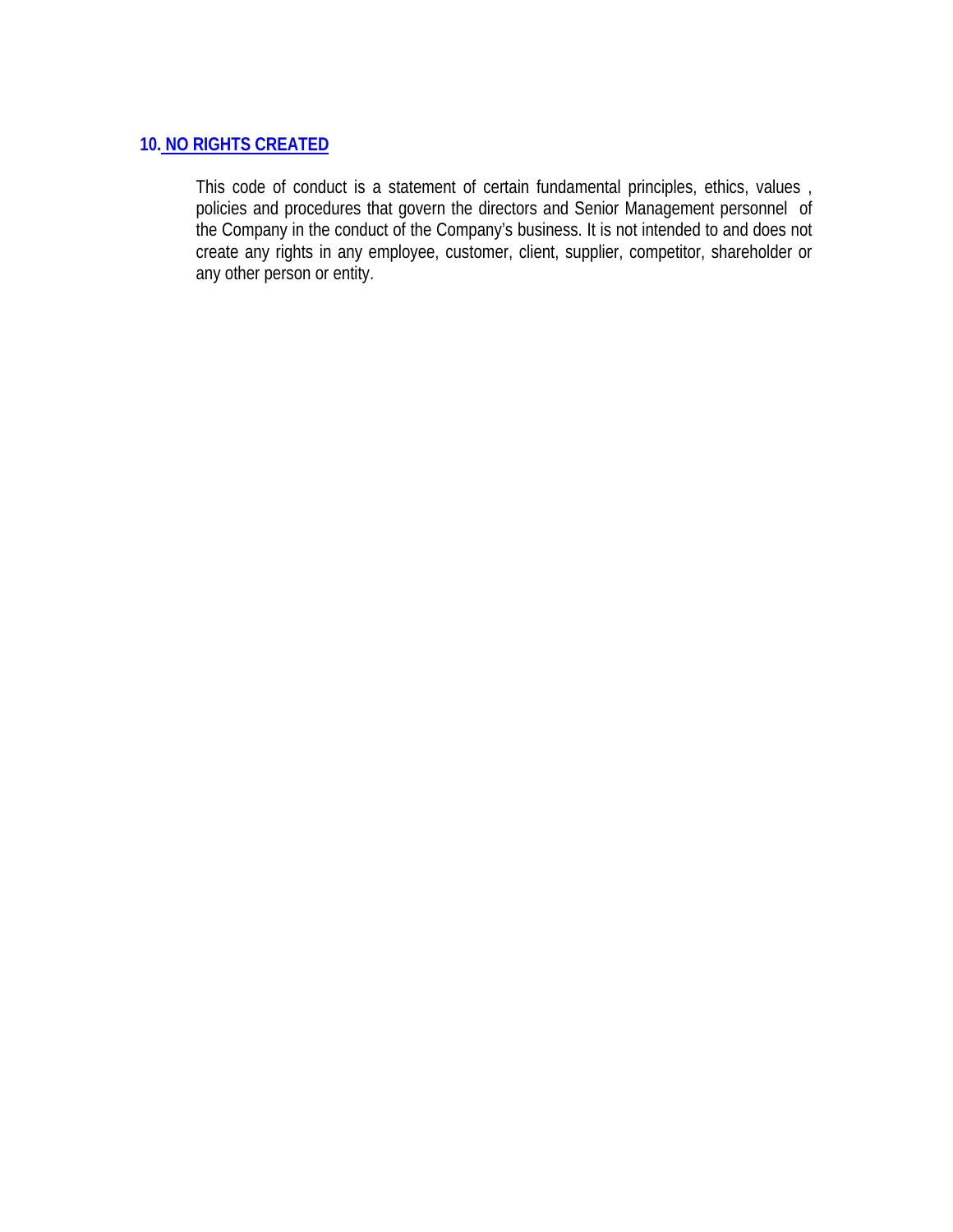## 10. NO RIGHTS CREATED

This code of conduct is a statement of certain fundamental principles, ethics, values , policies and procedures that govern the directors and Senior Management personnel of the Company in the conduct of the Company's business. It is not intended to and does not create any rights in any employee, customer, client, supplier, competitor, shareholder or any other person or entity.